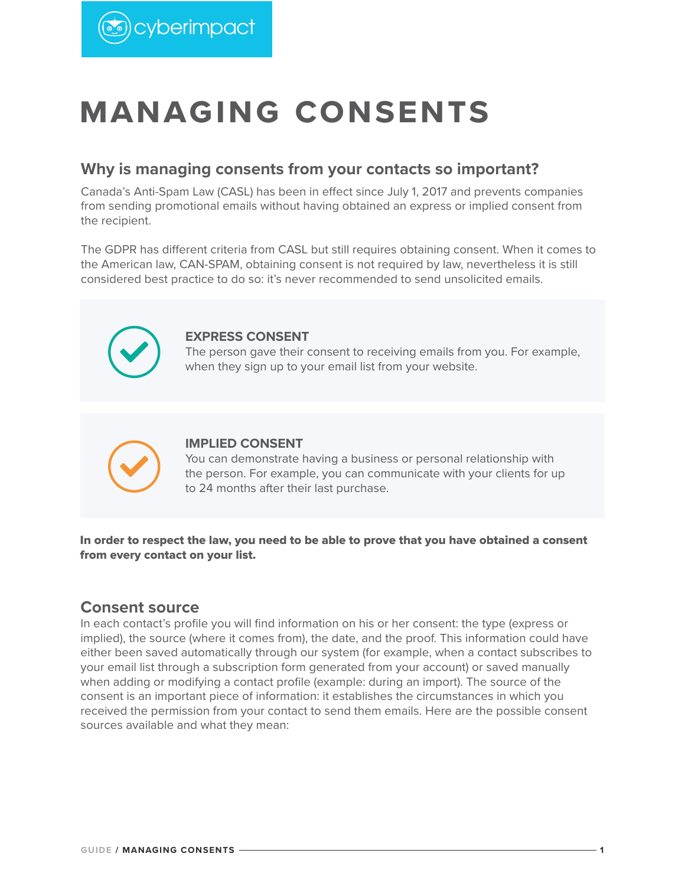# MANAGING CONSENTS

## Why is managing consents from your contacts so important?

Canada's Anti-Spam Law (CASL) has been in effect since July 1, 2017 and prevents companies from sending promotional emails without having obtained an express or implied consent from the recipient.

The GDPR has different criteria from CASL but still requires obtaining consent. When it comes to the American law, CAN-SPAM, obtaining consent is not required by law, nevertheless it is still considered best practice to do so: it's never recommended to send unsolicited emails.

### EXPRESS CONSENT

The person gave their consent to receiving emails from you. For example, when they sign up to your email list from your website.

### IMPLIED CONSENT

You can demonstrate having a business or personal relationship with the person. For example, you can communicate with your clients for up to 24 months after their last purchase.

**In order to respect the law, you need to be able to prove that you have obtained a consent from every contact on your list.**

## Consent source

In each contact's profile you will find information on his or her consent: the type (express or implied), the source (where it comes from), the date, and the proof. This information could have either been saved automatically through our system (for example, when a contact subscribes to your email list through a subscription form generated from your account) or saved manually when adding or modifying a contact profile (example: during an import). The source of the consent is an important piece of information: it establishes the circumstances in which you received the permission from your contact to send them emails. Here are the possible consent sources available and what they mean: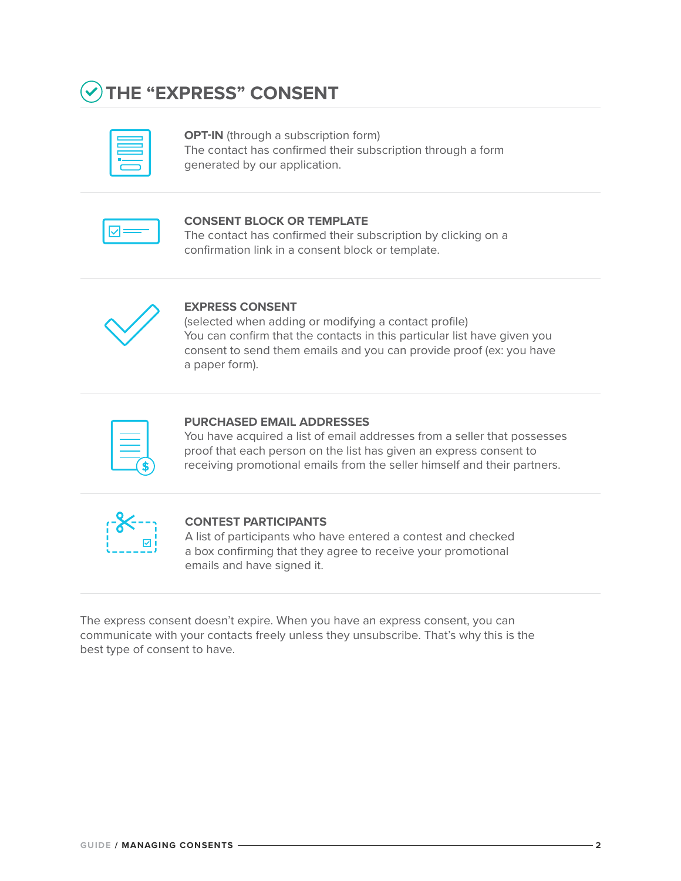# THE “EXPRESS” CONSENT

**OPT-IN** (through a subscription form)
The contact has confirmed their subscription through a form generated by our application.

**CONSENT BLOCK OR TEMPLATE**
The contact has confirmed their subscription by clicking on a confirmation link in a consent block or template.

**EXPRESS CONSENT**
(selected when adding or modifying a contact profile)
You can confirm that the contacts in this particular list have given you consent to send them emails and you can provide proof (ex: you have a paper form).

**PURCHASED EMAIL ADDRESSES**
You have acquired a list of email addresses from a seller that possesses proof that each person on the list has given an express consent to receiving promotional emails from the seller himself and their partners.

**CONTEST PARTICIPANTS**
A list of participants who have entered a contest and checked a box confirming that they agree to receive your promotional emails and have signed it.

The express consent doesn’t expire. When you have an express consent, you can communicate with your contacts freely unless they unsubscribe. That’s why this is the best type of consent to have.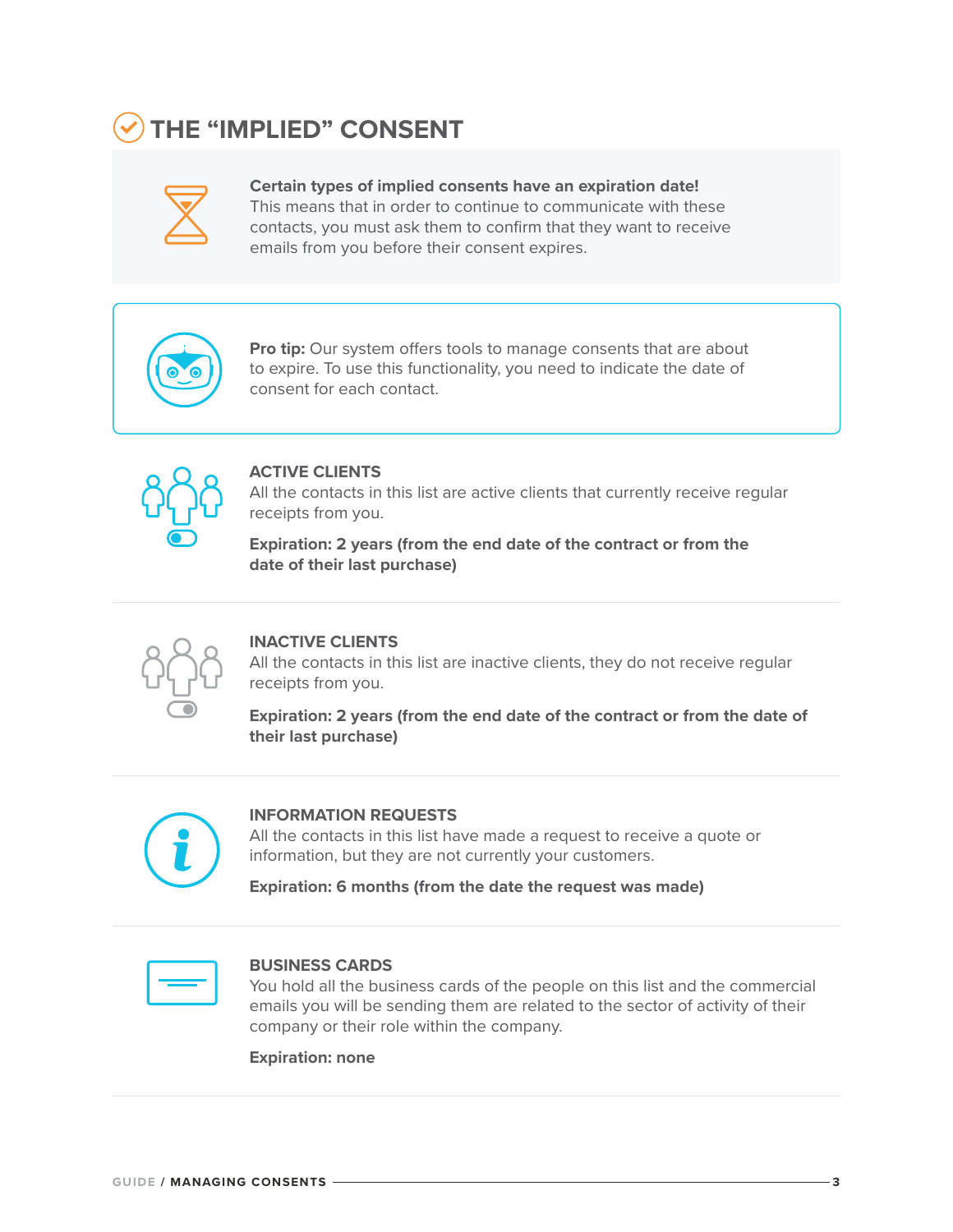## THE “IMPLIED” CONSENT

**Certain types of implied consents have an expiration date!**
This means that in order to continue to communicate with these contacts, you must ask them to confirm that they want to receive emails from you before their consent expires.

**Pro tip:** Our system offers tools to manage consents that are about to expire. To use this functionality, you need to indicate the date of consent for each contact.

### ACTIVE CLIENTS

All the contacts in this list are active clients that currently receive regular receipts from you.

**Expiration: 2 years (from the end date of the contract or from the date of their last purchase)**

### INACTIVE CLIENTS

All the contacts in this list are inactive clients, they do not receive regular receipts from you.

**Expiration: 2 years (from the end date of the contract or from the date of their last purchase)**

### INFORMATION REQUESTS

All the contacts in this list have made a request to receive a quote or information, but they are not currently your customers.

**Expiration: 6 months (from the date the request was made)**

### BUSINESS CARDS

You hold all the business cards of the people on this list and the commercial emails you will be sending them are related to the sector of activity of their company or their role within the company.

**Expiration: none**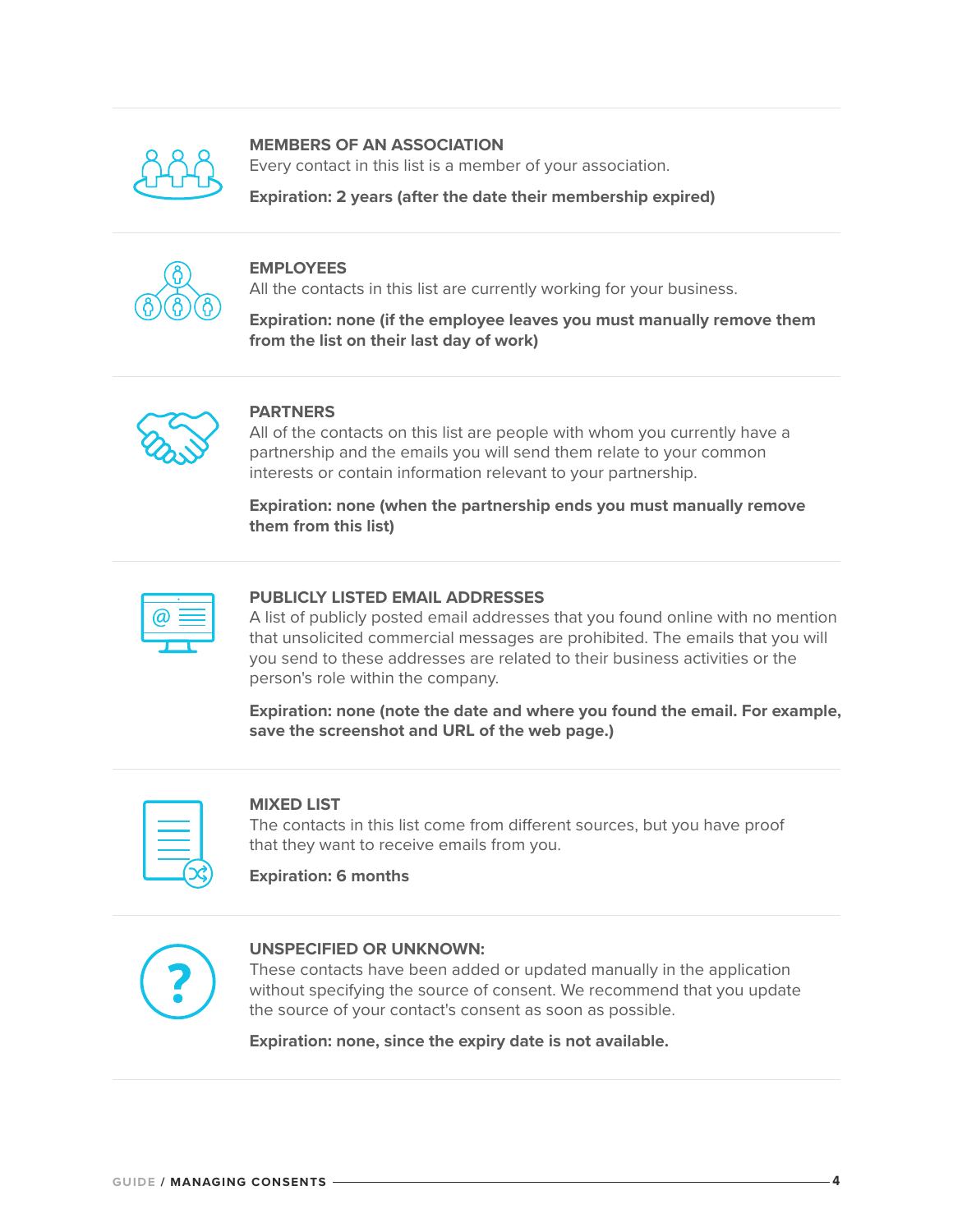### MEMBERS OF AN ASSOCIATION

Every contact in this list is a member of your association.

**Expiration: 2 years (after the date their membership expired)**

### EMPLOYEES

All the contacts in this list are currently working for your business.

**Expiration: none (if the employee leaves you must manually remove them from the list on their last day of work)**

### PARTNERS

All of the contacts on this list are people with whom you currently have a partnership and the emails you will send them relate to your common interests or contain information relevant to your partnership.

**Expiration: none (when the partnership ends you must manually remove them from this list)**

### PUBLICLY LISTED EMAIL ADDRESSES

A list of publicly posted email addresses that you found online with no mention that unsolicited commercial messages are prohibited. The emails that you will you send to these addresses are related to their business activities or the person's role within the company.

**Expiration: none (note the date and where you found the email. For example, save the screenshot and URL of the web page.)**

### MIXED LIST

The contacts in this list come from different sources, but you have proof that they want to receive emails from you.

**Expiration: 6 months**

### UNSPECIFIED OR UNKNOWN:

These contacts have been added or updated manually in the application without specifying the source of consent. We recommend that you update the source of your contact's consent as soon as possible.

**Expiration: none, since the expiry date is not available.**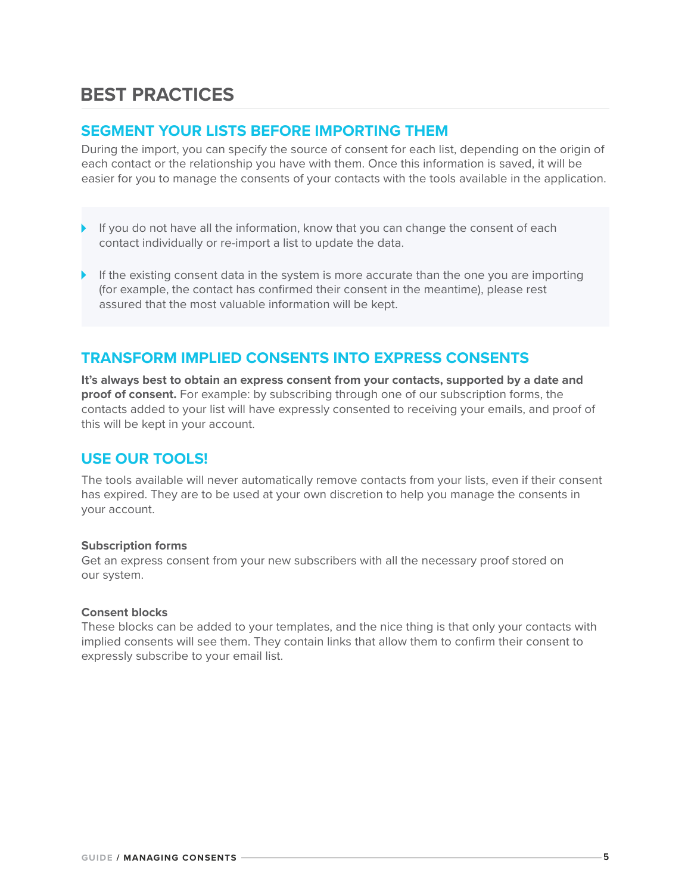# BEST PRACTICES

## SEGMENT YOUR LISTS BEFORE IMPORTING THEM

During the import, you can specify the source of consent for each list, depending on the origin of each contact or the relationship you have with them. Once this information is saved, it will be easier for you to manage the consents of your contacts with the tools available in the application.

- If you do not have all the information, know that you can change the consent of each contact individually or re-import a list to update the data.
- If the existing consent data in the system is more accurate than the one you are importing (for example, the contact has confirmed their consent in the meantime), please rest assured that the most valuable information will be kept.

## TRANSFORM IMPLIED CONSENTS INTO EXPRESS CONSENTS

**It's always best to obtain an express consent from your contacts, supported by a date and proof of consent.** For example: by subscribing through one of our subscription forms, the contacts added to your list will have expressly consented to receiving your emails, and proof of this will be kept in your account.

## USE OUR TOOLS!

The tools available will never automatically remove contacts from your lists, even if their consent has expired. They are to be used at your own discretion to help you manage the consents in your account.

**Subscription forms**
Get an express consent from your new subscribers with all the necessary proof stored on our system.

**Consent blocks**
These blocks can be added to your templates, and the nice thing is that only your contacts with implied consents will see them. They contain links that allow them to confirm their consent to expressly subscribe to your email list.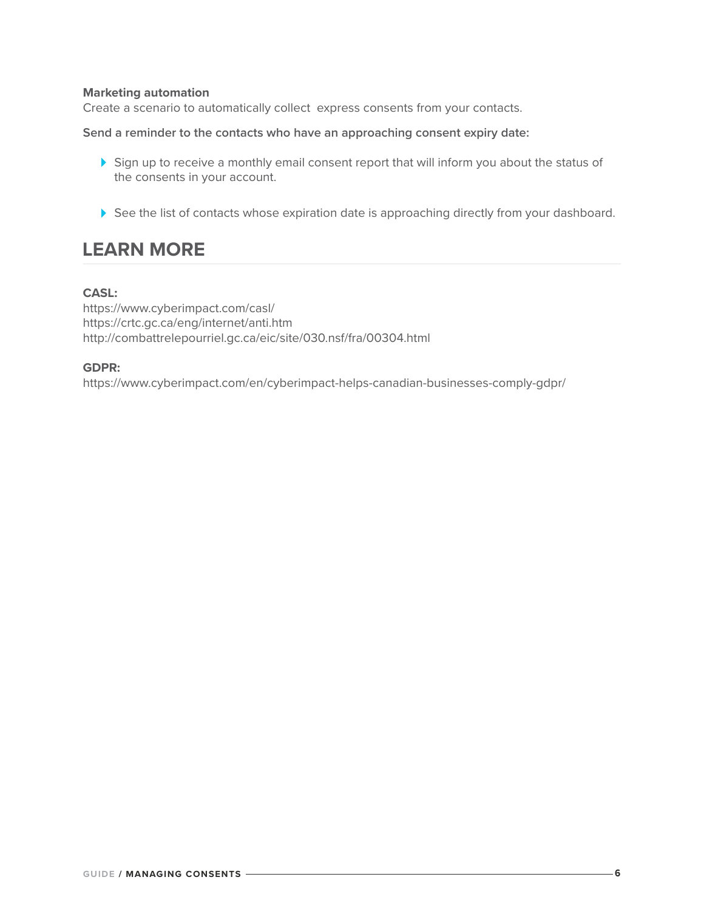**Marketing automation**
Create a scenario to automatically collect express consents from your contacts.

**Send a reminder to the contacts who have an approaching consent expiry date:**

- Sign up to receive a monthly email consent report that will inform you about the status of the consents in your account.
- See the list of contacts whose expiration date is approaching directly from your dashboard.

## LEARN MORE

**CASL:**
https://www.cyberimpact.com/casl/
https://crtc.gc.ca/eng/internet/anti.htm
http://combattrelepourriel.gc.ca/eic/site/030.nsf/fra/00304.html

**GDPR:**
https://www.cyberimpact.com/en/cyberimpact-helps-canadian-businesses-comply-gdpr/